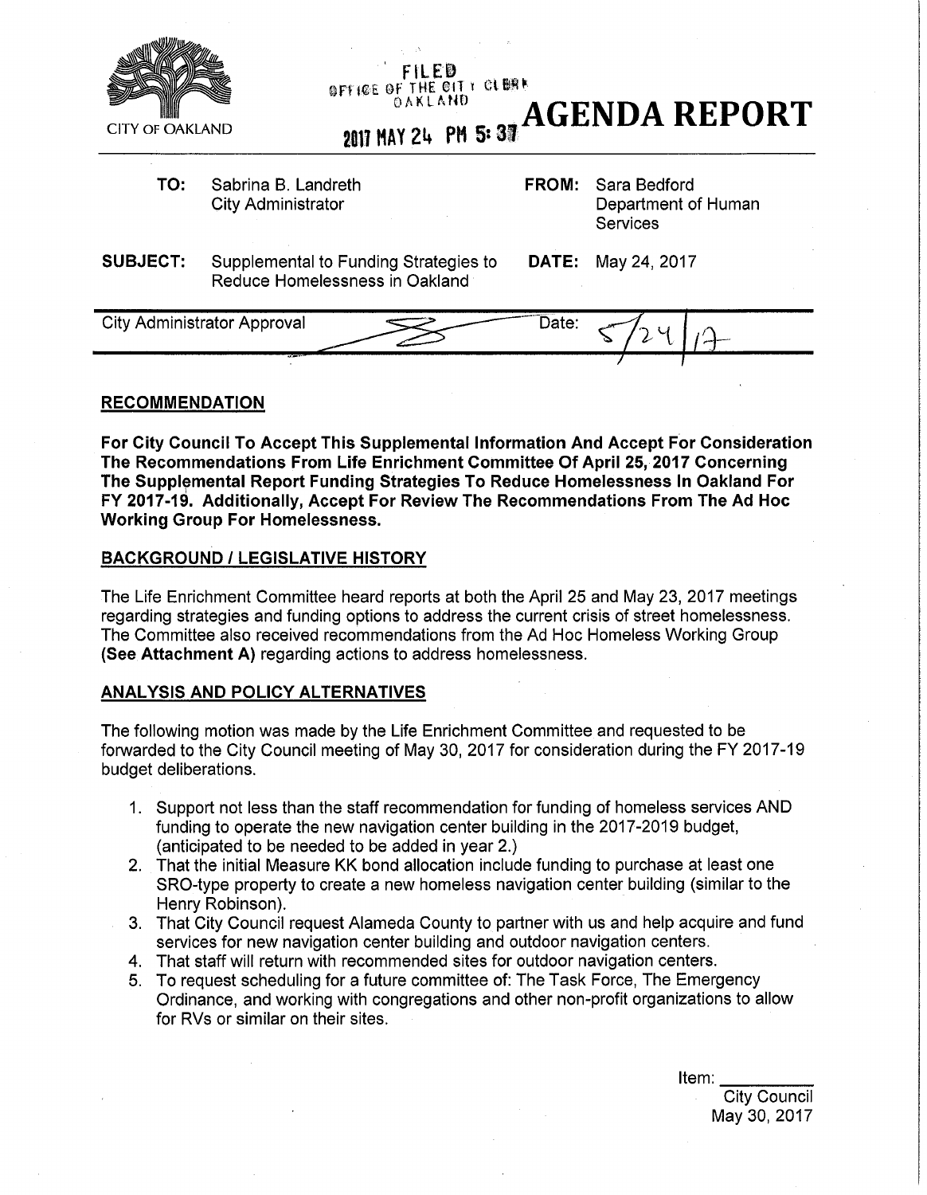CITY OF OAKLAND

FILED
OFFICE OF THE CITY CLERK
OAKLAND

2017 MAY 24 PM 5:37

# AGENDA REPORT

| | | | |
|---|---|---|---|
| **TO:** | Sabrina B. Landreth<br>City Administrator | **FROM:** | Sara Bedford<br>Department of Human Services |
| **SUBJECT:** | Supplemental to Funding Strategies to Reduce Homelessness in Oakland | **DATE:** | May 24, 2017 |

City Administrator Approval | Date: 5/24/17

## RECOMMENDATION

**For City Council To Accept This Supplemental Information And Accept For Consideration The Recommendations From Life Enrichment Committee Of April 25, 2017 Concerning The Supplemental Report Funding Strategies To Reduce Homelessness In Oakland For FY 2017-19. Additionally, Accept For Review The Recommendations From The Ad Hoc Working Group For Homelessness.**

## BACKGROUND / LEGISLATIVE HISTORY

The Life Enrichment Committee heard reports at both the April 25 and May 23, 2017 meetings regarding strategies and funding options to address the current crisis of street homelessness. The Committee also received recommendations from the Ad Hoc Homeless Working Group **(See Attachment A)** regarding actions to address homelessness.

## ANALYSIS AND POLICY ALTERNATIVES

The following motion was made by the Life Enrichment Committee and requested to be forwarded to the City Council meeting of May 30, 2017 for consideration during the FY 2017-19 budget deliberations.

1. Support not less than the staff recommendation for funding of homeless services AND funding to operate the new navigation center building in the 2017-2019 budget, (anticipated to be needed to be added in year 2.)
2. That the initial Measure KK bond allocation include funding to purchase at least one SRO-type property to create a new homeless navigation center building (similar to the Henry Robinson).
3. That City Council request Alameda County to partner with us and help acquire and fund services for new navigation center building and outdoor navigation centers.
4. That staff will return with recommended sites for outdoor navigation centers.
5. To request scheduling for a future committee of: The Task Force, The Emergency Ordinance, and working with congregations and other non-profit organizations to allow for RVs or similar on their sites.

Item: ________
City Council
May 30, 2017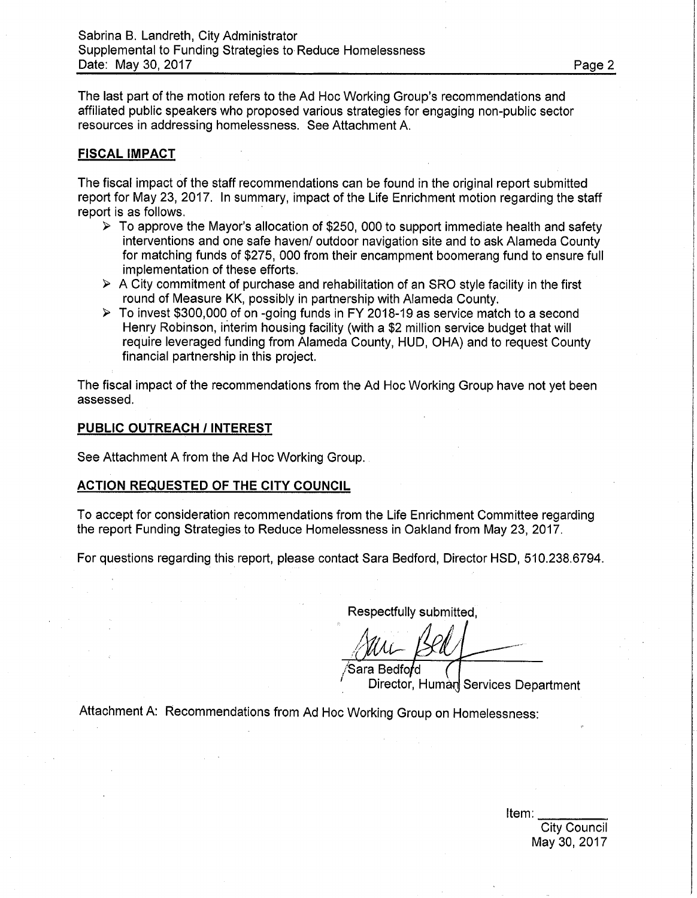The last part of the motion refers to the Ad Hoc Working Group's recommendations and affiliated public speakers who proposed various strategies for engaging non-public sector resources in addressing homelessness. See Attachment A.

## FISCAL IMPACT

The fiscal impact of the staff recommendations can be found in the original report submitted report for May 23, 2017. In summary, impact of the Life Enrichment motion regarding the staff report is as follows.

- To approve the Mayor's allocation of $250, 000 to support immediate health and safety interventions and one safe haven/ outdoor navigation site and to ask Alameda County for matching funds of $275, 000 from their encampment boomerang fund to ensure full implementation of these efforts.
- A City commitment of purchase and rehabilitation of an SRO style facility in the first round of Measure KK, possibly in partnership with Alameda County.
- To invest $300,000 of on -going funds in FY 2018-19 as service match to a second Henry Robinson, interim housing facility (with a $2 million service budget that will require leveraged funding from Alameda County, HUD, OHA) and to request County financial partnership in this project.

The fiscal impact of the recommendations from the Ad Hoc Working Group have not yet been assessed.

## PUBLIC OUTREACH / INTEREST

See Attachment A from the Ad Hoc Working Group.

## ACTION REQUESTED OF THE CITY COUNCIL

To accept for consideration recommendations from the Life Enrichment Committee regarding the report Funding Strategies to Reduce Homelessness in Oakland from May 23, 2017.

For questions regarding this report, please contact Sara Bedford, Director HSD, 510.238.6794.

Respectfully submitted,

Sara Bedford
Director, Human Services Department

Attachment A: Recommendations from Ad Hoc Working Group on Homelessness:

Item: ______
City Council
May 30, 2017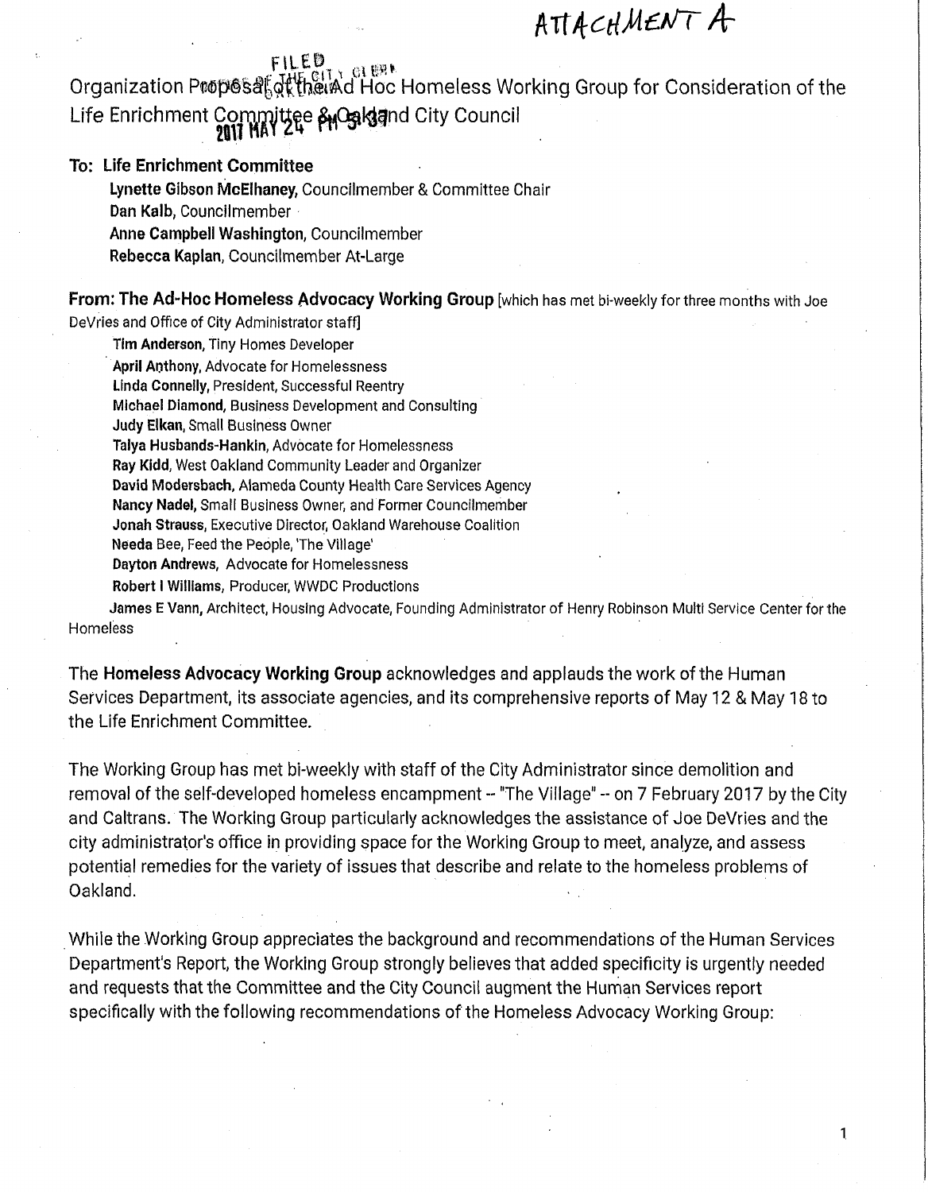ATTACHMENT A

FILED
OFFICE OF THE CITY CLERK
OAKLAND

2017 MAY 24 PM 3:34

Organization Proposal of the Ad Hoc Homeless Working Group for Consideration of the Life Enrichment Committee & Oakland City Council

**To: Life Enrichment Committee**

**Lynette Gibson McElhaney**, Councilmember & Committee Chair
**Dan Kalb**, Councilmember
**Anne Campbell Washington**, Councilmember
**Rebecca Kaplan**, Councilmember At-Large

**From: The Ad-Hoc Homeless Advocacy Working Group** [which has met bi-weekly for three months with Joe DeVries and Office of City Administrator staff]

**Tim Anderson**, Tiny Homes Developer
**April Anthony**, Advocate for Homelessness
**Linda Connelly**, President, Successful Reentry
**Michael Diamond**, Business Development and Consulting
**Judy Elkan**, Small Business Owner
**Talya Husbands-Hankin**, Advocate for Homelessness
**Ray Kidd**, West Oakland Community Leader and Organizer
**David Modersbach**, Alameda County Health Care Services Agency
**Nancy Nadel**, Small Business Owner, and Former Councilmember
**Jonah Strauss**, Executive Director, Oakland Warehouse Coalition
**Needa Bee**, Feed the People, 'The Village'
**Dayton Andrews**, Advocate for Homelessness
**Robert I Williams**, Producer, WWDC Productions
**James E Vann**, Architect, Housing Advocate, Founding Administrator of Henry Robinson Multi Service Center for the Homeless

The **Homeless Advocacy Working Group** acknowledges and applauds the work of the Human Services Department, its associate agencies, and its comprehensive reports of May 12 & May 18 to the Life Enrichment Committee.

The Working Group has met bi-weekly with staff of the City Administrator since demolition and removal of the self-developed homeless encampment -- "The Village" -- on 7 February 2017 by the City and Caltrans. The Working Group particularly acknowledges the assistance of Joe DeVries and the city administrator's office in providing space for the Working Group to meet, analyze, and assess potential remedies for the variety of issues that describe and relate to the homeless problems of Oakland.

While the Working Group appreciates the background and recommendations of the Human Services Department's Report, the Working Group strongly believes that added specificity is urgently needed and requests that the Committee and the City Council augment the Human Services report specifically with the following recommendations of the Homeless Advocacy Working Group: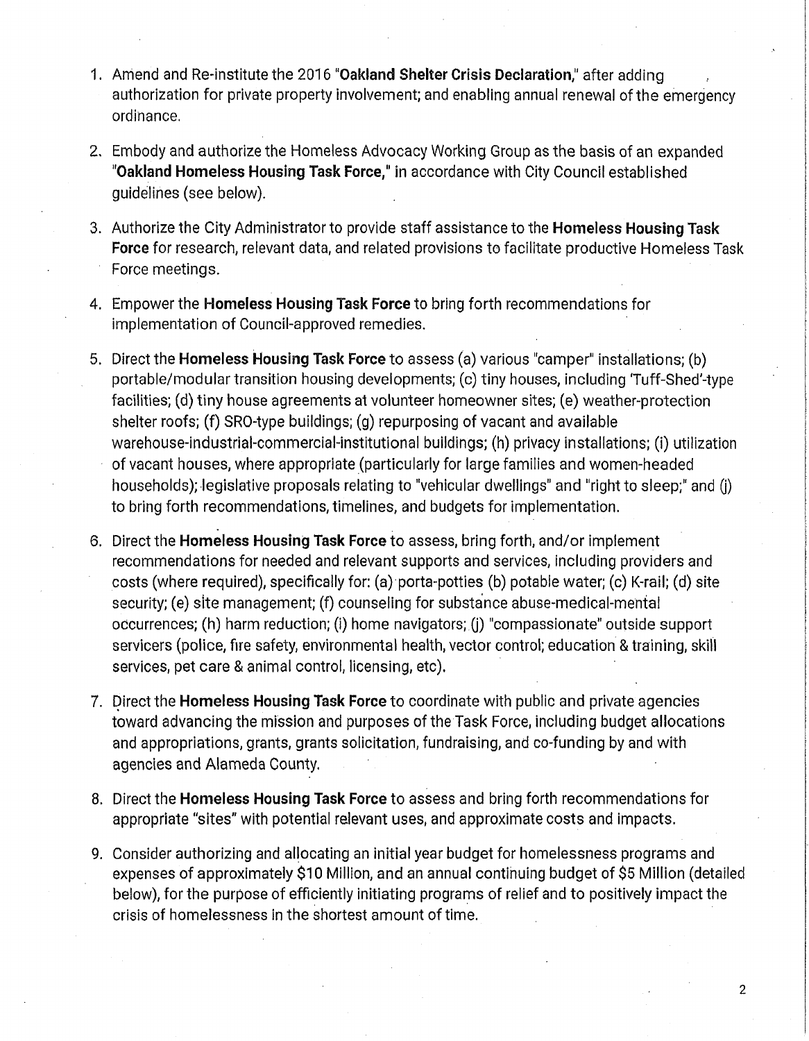1. Amend and Re-institute the 2016 "**Oakland Shelter Crisis Declaration**," after adding authorization for private property involvement; and enabling annual renewal of the emergency ordinance.

2. Embody and authorize the Homeless Advocacy Working Group as the basis of an expanded "**Oakland Homeless Housing Task Force**," in accordance with City Council established guidelines (see below).

3. Authorize the City Administrator to provide staff assistance to the **Homeless Housing Task Force** for research, relevant data, and related provisions to facilitate productive Homeless Task Force meetings.

4. Empower the **Homeless Housing Task Force** to bring forth recommendations for implementation of Council-approved remedies.

5. Direct the **Homeless Housing Task Force** to assess (a) various "camper" installations; (b) portable/modular transition housing developments; (c) tiny houses, including 'Tuff-Shed'-type facilities; (d) tiny house agreements at volunteer homeowner sites; (e) weather-protection shelter roofs; (f) SRO-type buildings; (g) repurposing of vacant and available warehouse-industrial-commercial-institutional buildings; (h) privacy installations; (i) utilization of vacant houses, where appropriate (particularly for large families and women-headed households); legislative proposals relating to "vehicular dwellings" and "right to sleep;" and (j) to bring forth recommendations, timelines, and budgets for implementation.

6. Direct the **Homeless Housing Task Force** to assess, bring forth, and/or implement recommendations for needed and relevant supports and services, including providers and costs (where required), specifically for: (a) porta-potties (b) potable water; (c) K-rail; (d) site security; (e) site management; (f) counseling for substance abuse-medical-mental occurrences; (h) harm reduction; (i) home navigators; (j) "compassionate" outside support servicers (police, fire safety, environmental health, vector control; education & training, skill services, pet care & animal control, licensing, etc).

7. Direct the **Homeless Housing Task Force** to coordinate with public and private agencies toward advancing the mission and purposes of the Task Force, including budget allocations and appropriations, grants, grants solicitation, fundraising, and co-funding by and with agencies and Alameda County.

8. Direct the **Homeless Housing Task Force** to assess and bring forth recommendations for appropriate "sites" with potential relevant uses, and approximate costs and impacts.

9. Consider authorizing and allocating an initial year budget for homelessness programs and expenses of approximately $10 Million, and an annual continuing budget of $5 Million (detailed below), for the purpose of efficiently initiating programs of relief and to positively impact the crisis of homelessness in the shortest amount of time.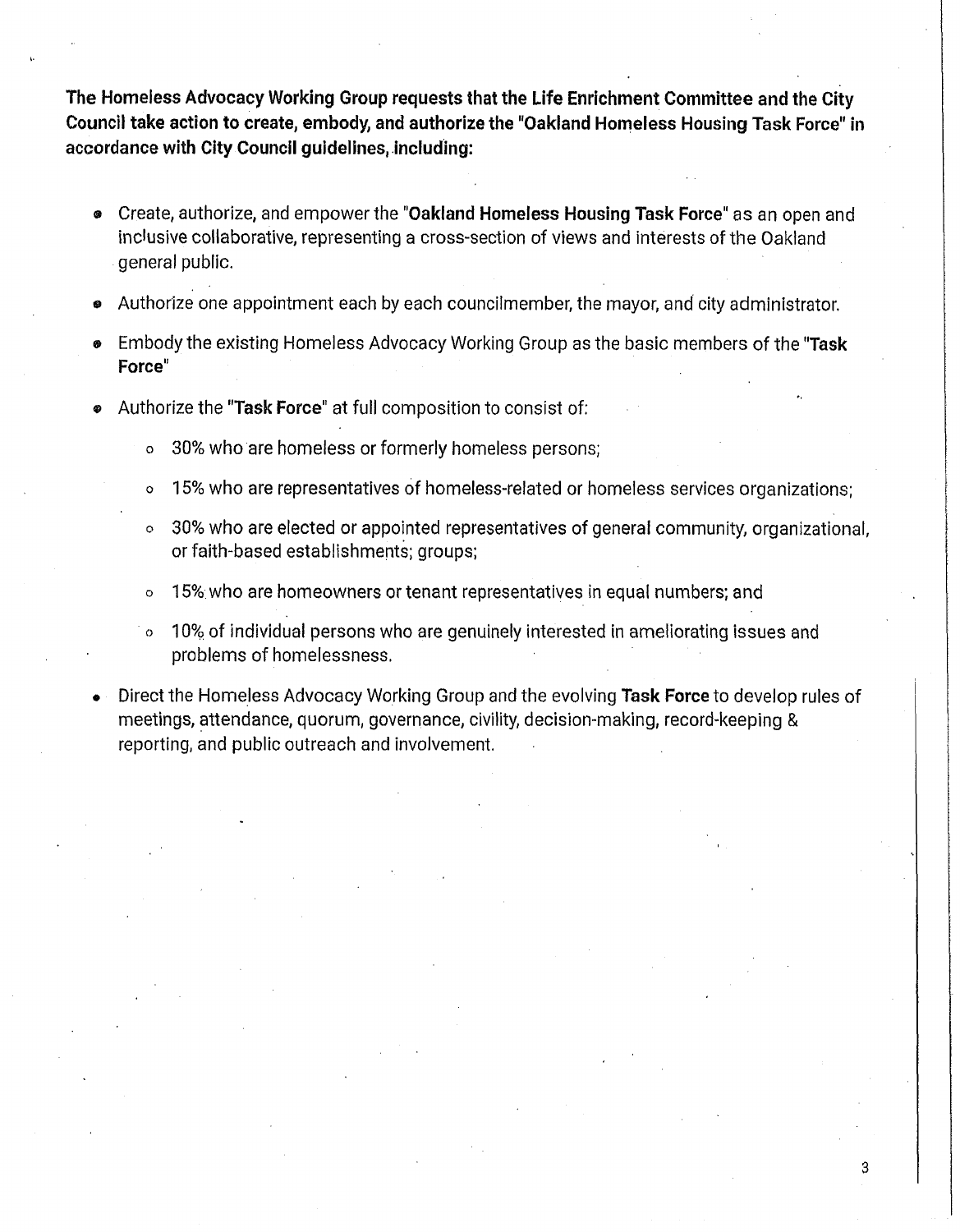**The Homeless Advocacy Working Group requests that the Life Enrichment Committee and the City Council take action to create, embody, and authorize the "Oakland Homeless Housing Task Force" in accordance with City Council guidelines, including:**

- Create, authorize, and empower the "**Oakland Homeless Housing Task Force**" as an open and inclusive collaborative, representing a cross-section of views and interests of the Oakland general public.
- Authorize one appointment each by each councilmember, the mayor, and city administrator.
- Embody the existing Homeless Advocacy Working Group as the basic members of the "**Task Force**"
- Authorize the "**Task Force**" at full composition to consist of:
  - 30% who are homeless or formerly homeless persons;
  - 15% who are representatives of homeless-related or homeless services organizations;
  - 30% who are elected or appointed representatives of general community, organizational, or faith-based establishments; groups;
  - 15% who are homeowners or tenant representatives in equal numbers; and
  - 10% of individual persons who are genuinely interested in ameliorating issues and problems of homelessness.
- Direct the Homeless Advocacy Working Group and the evolving **Task Force** to develop rules of meetings, attendance, quorum, governance, civility, decision-making, record-keeping & reporting, and public outreach and involvement.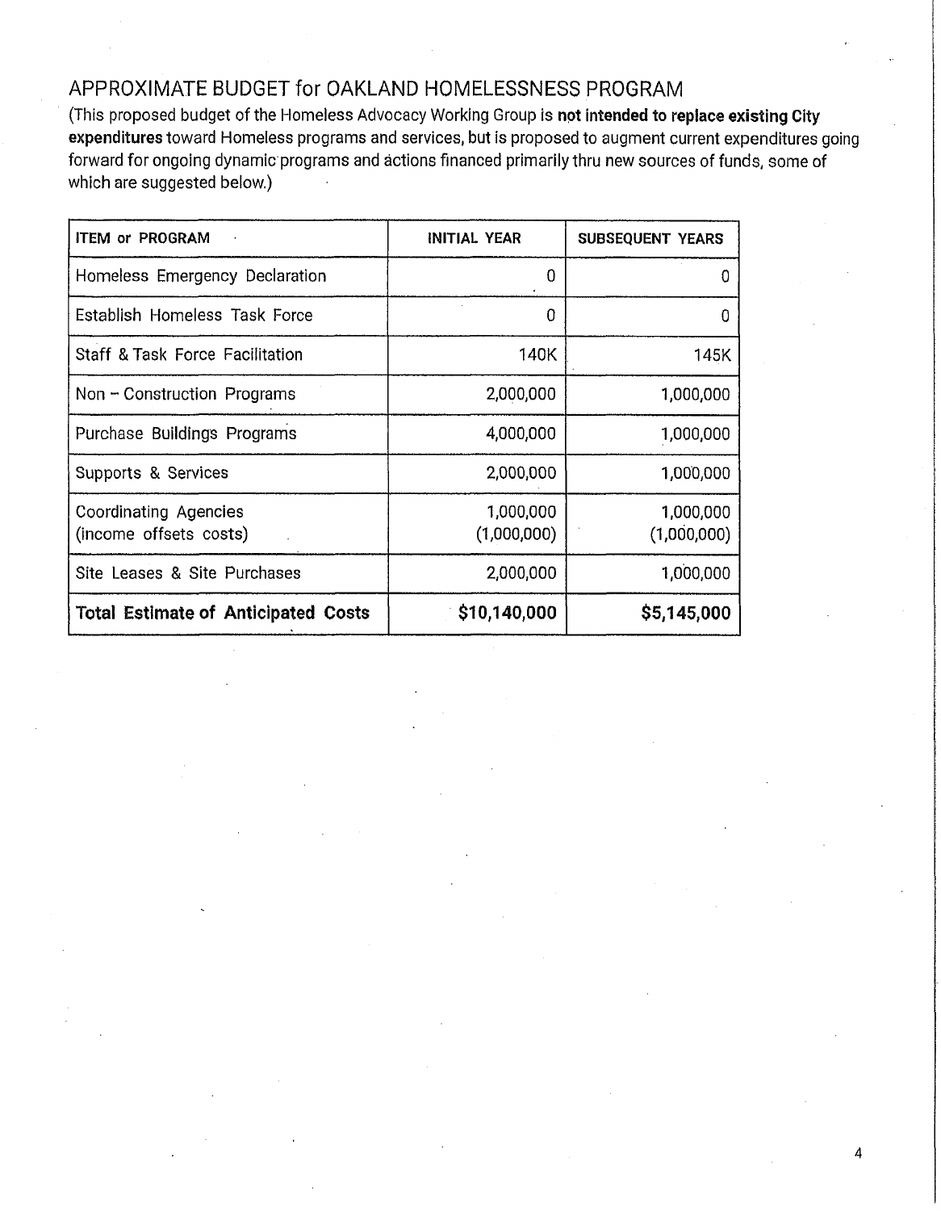# APPROXIMATE BUDGET for OAKLAND HOMELESSNESS PROGRAM

(This proposed budget of the Homeless Advocacy Working Group is **not intended to replace existing City expenditures** toward Homeless programs and services, but is proposed to augment current expenditures going forward for ongoing dynamic programs and actions financed primarily thru new sources of funds, some of which are suggested below.)

| ITEM or PROGRAM | INITIAL YEAR | SUBSEQUENT YEARS |
|---|---:|---:|
| Homeless Emergency Declaration | 0 | 0 |
| Establish Homeless Task Force | 0 | 0 |
| Staff & Task Force Facilitation | 140K | 145K |
| Non – Construction Programs | 2,000,000 | 1,000,000 |
| Purchase Buildings Programs | 4,000,000 | 1,000,000 |
| Supports & Services | 2,000,000 | 1,000,000 |
| Coordinating Agencies (income offsets costs) | 1,000,000 (1,000,000) | 1,000,000 (1,000,000) |
| Site Leases & Site Purchases | 2,000,000 | 1,000,000 |
| **Total Estimate of Anticipated Costs** | **$10,140,000** | **$5,145,000** |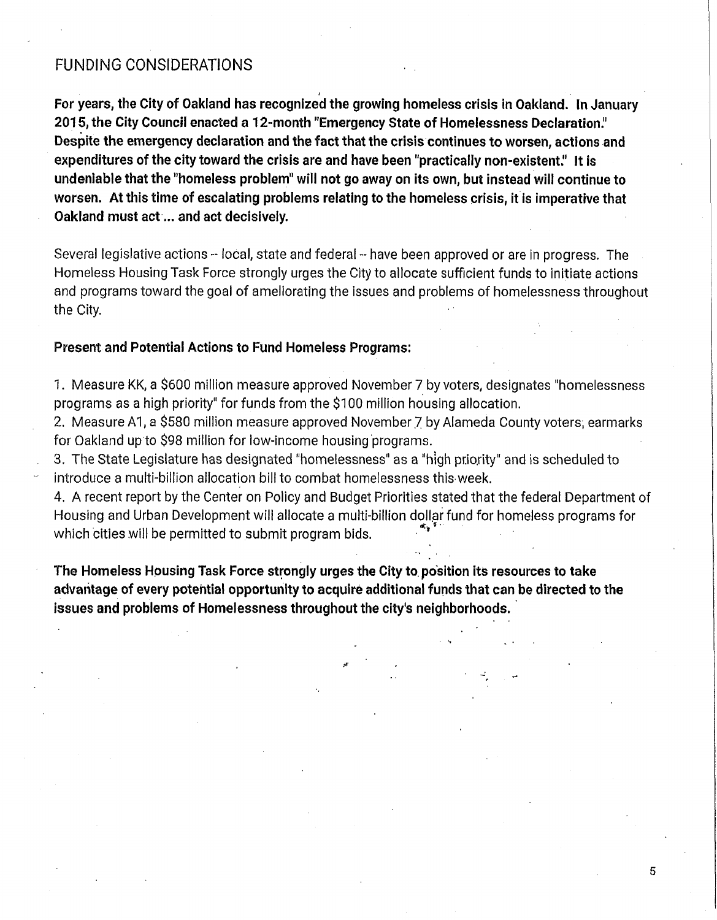## FUNDING CONSIDERATIONS

**For years, the City of Oakland has recognized the growing homeless crisis in Oakland. In January 2015, the City Council enacted a 12-month "Emergency State of Homelessness Declaration." Despite the emergency declaration and the fact that the crisis continues to worsen, actions and expenditures of the city toward the crisis are and have been "practically non-existent." It is undeniable that the "homeless problem" will not go away on its own, but instead will continue to worsen. At this time of escalating problems relating to the homeless crisis, it is imperative that Oakland must act ... and act decisively.**

Several legislative actions -- local, state and federal -- have been approved or are in progress. The Homeless Housing Task Force strongly urges the City to allocate sufficient funds to initiate actions and programs toward the goal of ameliorating the issues and problems of homelessness throughout the City.

**Present and Potential Actions to Fund Homeless Programs:**

1. Measure KK, a $600 million measure approved November 7 by voters, designates "homelessness programs as a high priority" for funds from the $100 million housing allocation.
2. Measure A1, a $580 million measure approved November 7 by Alameda County voters, earmarks for Oakland up to $98 million for low-income housing programs.
3. The State Legislature has designated "homelessness" as a "high priority" and is scheduled to introduce a multi-billion allocation bill to combat homelessness this week.
4. A recent report by the Center on Policy and Budget Priorities stated that the federal Department of Housing and Urban Development will allocate a multi-billion dollar fund for homeless programs for which cities will be permitted to submit program bids.

**The Homeless Housing Task Force strongly urges the City to position its resources to take advantage of every potential opportunity to acquire additional funds that can be directed to the issues and problems of Homelessness throughout the city's neighborhoods.**